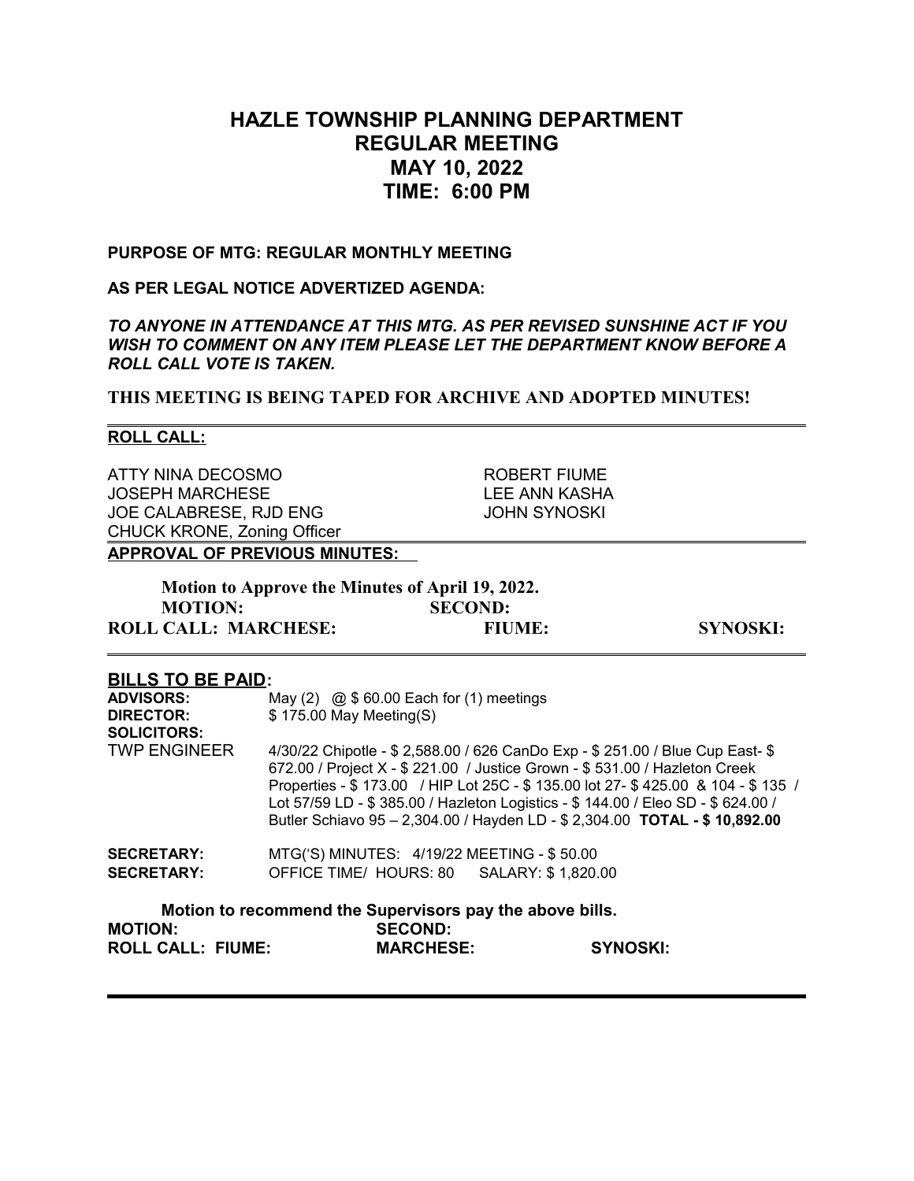# HAZLE TOWNSHIP PLANNING DEPARTMENT
# REGULAR MEETING
# MAY 10, 2022
# TIME: 6:00 PM

**PURPOSE OF MTG: REGULAR MONTHLY MEETING**

**AS PER LEGAL NOTICE ADVERTIZED AGENDA:**

***TO ANYONE IN ATTENDANCE AT THIS MTG. AS PER REVISED SUNSHINE ACT IF YOU WISH TO COMMENT ON ANY ITEM PLEASE LET THE DEPARTMENT KNOW BEFORE A ROLL CALL VOTE IS TAKEN.***

**THIS MEETING IS BEING TAPED FOR ARCHIVE AND ADOPTED MINUTES!**

---

**ROLL CALL:**

| | |
|---|---|
| ATTY NINA DECOSMO | ROBERT FIUME |
| JOSEPH MARCHESE | LEE ANN KASHA |
| JOE CALABRESE, RJD ENG | JOHN SYNOSKI |
| CHUCK KRONE, Zoning Officer | |

---

**APPROVAL OF PREVIOUS MINUTES:**

**Motion to Approve the Minutes of April 19, 2022.**

**MOTION:** **SECOND:**

**ROLL CALL: MARCHESE:** **FIUME:** **SYNOSKI:**

---

**BILLS TO BE PAID:**

| | |
|---|---|
| **ADVISORS:** | May (2) @ $ 60.00 Each for (1) meetings |
| **DIRECTOR:** | $ 175.00 May Meeting(S) |
| **SOLICITORS:** | |
| TWP ENGINEER | 4/30/22 Chipotle - $ 2,588.00 / 626 CanDo Exp - $ 251.00 / Blue Cup East- $ 672.00 / Project X - $ 221.00 / Justice Grown - $ 531.00 / Hazleton Creek Properties - $ 173.00 / HIP Lot 25C - $ 135.00 lot 27- $ 425.00 & 104 - $ 135 / Lot 57/59 LD - $ 385.00 / Hazleton Logistics - $ 144.00 / Eleo SD - $ 624.00 / Butler Schiavo 95 – 2,304.00 / Hayden LD - $ 2,304.00 **TOTAL - $ 10,892.00** |
| **SECRETARY:** | MTG('S) MINUTES: 4/19/22 MEETING - $ 50.00 |
| **SECRETARY:** | OFFICE TIME/ HOURS: 80 SALARY: $ 1,820.00 |

**Motion to recommend the Supervisors pay the above bills.**

**MOTION:** **SECOND:**

**ROLL CALL: FIUME:** **MARCHESE:** **SYNOSKI:**

---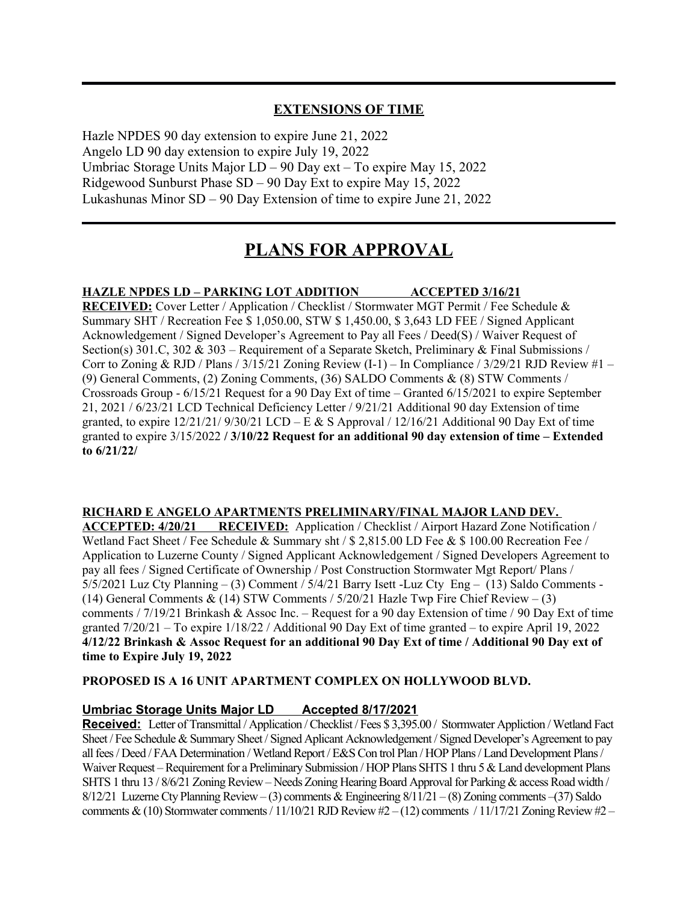---

## EXTENSIONS OF TIME

Hazle NPDES 90 day extension to expire June 21, 2022
Angelo LD 90 day extension to expire July 19, 2022
Umbriac Storage Units Major LD – 90 Day ext – To expire May 15, 2022
Ridgewood Sunburst Phase SD – 90 Day Ext to expire May 15, 2022
Lukashunas Minor SD – 90 Day Extension of time to expire June 21, 2022

---

# PLANS FOR APPROVAL

**HAZLE NPDES LD – PARKING LOT ADDITION ACCEPTED 3/16/21**

**RECEIVED:** Cover Letter / Application / Checklist / Stormwater MGT Permit / Fee Schedule & Summary SHT / Recreation Fee $ 1,050.00, STW $ 1,450.00, $ 3,643 LD FEE / Signed Applicant Acknowledgement / Signed Developer's Agreement to Pay all Fees / Deed(S) / Waiver Request of Section(s) 301.C, 302 & 303 – Requirement of a Separate Sketch, Preliminary & Final Submissions / Corr to Zoning & RJD / Plans / 3/15/21 Zoning Review (I-1) – In Compliance / 3/29/21 RJD Review #1 – (9) General Comments, (2) Zoning Comments, (36) SALDO Comments & (8) STW Comments / Crossroads Group - 6/15/21 Request for a 90 Day Ext of time – Granted 6/15/2021 to expire September 21, 2021 / 6/23/21 LCD Technical Deficiency Letter / 9/21/21 Additional 90 day Extension of time granted, to expire 12/21/21/ 9/30/21 LCD – E & S Approval / 12/16/21 Additional 90 Day Ext of time granted to expire 3/15/2022 **/ 3/10/22 Request for an additional 90 day extension of time – Extended to 6/21/22/**

**RICHARD E ANGELO APARTMENTS PRELIMINARY/FINAL MAJOR LAND DEV.**
**ACCEPTED: 4/20/21 RECEIVED:** Application / Checklist / Airport Hazard Zone Notification / Wetland Fact Sheet / Fee Schedule & Summary sht / $ 2,815.00 LD Fee & $ 100.00 Recreation Fee / Application to Luzerne County / Signed Applicant Acknowledgement / Signed Developers Agreement to pay all fees / Signed Certificate of Ownership / Post Construction Stormwater Mgt Report/ Plans / 5/5/2021 Luz Cty Planning – (3) Comment / 5/4/21 Barry Isett -Luz Cty Eng – (13) Saldo Comments - (14) General Comments & (14) STW Comments / 5/20/21 Hazle Twp Fire Chief Review – (3) comments / 7/19/21 Brinkash & Assoc Inc. – Request for a 90 day Extension of time / 90 Day Ext of time granted 7/20/21 – To expire 1/18/22 / Additional 90 Day Ext of time granted – to expire April 19, 2022 **4/12/22 Brinkash & Assoc Request for an additional 90 Day Ext of time / Additional 90 Day ext of time to Expire July 19, 2022**

**PROPOSED IS A 16 UNIT APARTMENT COMPLEX ON HOLLYWOOD BLVD.**

**Umbriac Storage Units Major LD Accepted 8/17/2021**

**Received:** Letter of Transmittal / Application / Checklist / Fees $ 3,395.00 / Stormwater Appliction / Wetland Fact Sheet / Fee Schedule & Summary Sheet / Signed Aplicant Acknowledgement / Signed Developer's Agreement to pay all fees / Deed / FAA Determination / Wetland Report / E&S Con trol Plan / HOP Plans / Land Development Plans / Waiver Request – Requirement for a Preliminary Submission / HOP Plans SHTS 1 thru 5 & Land development Plans SHTS 1 thru 13 / 8/6/21 Zoning Review – Needs Zoning Hearing Board Approval for Parking & access Road width / 8/12/21 Luzerne Cty Planning Review – (3) comments & Engineering 8/11/21 – (8) Zoning comments –(37) Saldo comments & (10) Stormwater comments / 11/10/21 RJD Review #2 – (12) comments / 11/17/21 Zoning Review #2 –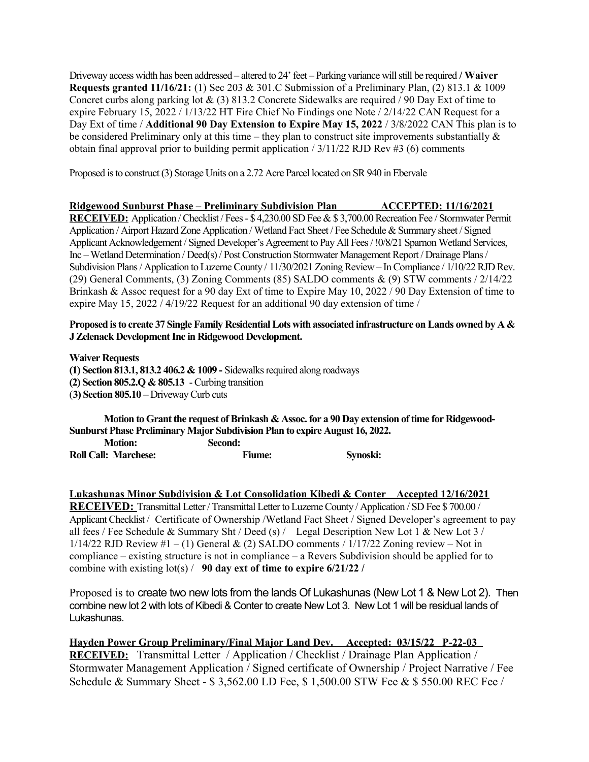Driveway access width has been addressed – altered to 24' feet – Parking variance will still be required **/ Waiver Requests granted 11/16/21:** (1) Sec 203 & 301.C Submission of a Preliminary Plan, (2) 813.1 & 1009 Concret curbs along parking lot & (3) 813.2 Concrete Sidewalks are required / 90 Day Ext of time to expire February 15, 2022 / 1/13/22 HT Fire Chief No Findings one Note / 2/14/22 CAN Request for a Day Ext of time / **Additional 90 Day Extension to Expire May 15, 2022** / 3/8/2022 CAN This plan is to be considered Preliminary only at this time – they plan to construct site improvements substantially & obtain final approval prior to building permit application / 3/11/22 RJD Rev #3 (6) comments

Proposed is to construct (3) Storage Units on a 2.72 Acre Parcel located on SR 940 in Ebervale

**Ridgewood Sunburst Phase – Preliminary Subdivision Plan ACCEPTED: 11/16/2021**

**RECEIVED:** Application / Checklist / Fees - $ 4,230.00 SD Fee & $ 3,700.00 Recreation Fee / Stormwater Permit Application / Airport Hazard Zone Application / Wetland Fact Sheet / Fee Schedule & Summary sheet / Signed Applicant Acknowledgement / Signed Developer's Agreement to Pay All Fees / !0/8/21 Sparnon Wetland Services, Inc – Wetland Determination / Deed(s) / Post Construction Stormwater Management Report / Drainage Plans / Subdivision Plans / Application to Luzerne County / 11/30/2021 Zoning Review – In Compliance / 1/10/22 RJD Rev. (29) General Comments, (3) Zoning Comments (85) SALDO comments & (9) STW comments / 2/14/22 Brinkash & Assoc request for a 90 day Ext of time to Expire May 10, 2022 / 90 Day Extension of time to expire May 15, 2022 / 4/19/22 Request for an additional 90 day extension of time /

**Proposed is to create 37 Single Family Residential Lots with associated infrastructure on Lands owned by A & J Zelenack Development Inc in Ridgewood Development.**

**Waiver Requests**
**(1) Section 813.1, 813.2 406.2 & 1009 -** Sidewalks required along roadways
**(2) Section 805.2.Q & 805.13** - Curbing transition
(**3) Section 805.10** – Driveway Curb cuts

**Motion to Grant the request of Brinkash & Assoc. for a 90 Day extension of time for Ridgewood-Sunburst Phase Preliminary Major Subdivision Plan to expire August 16, 2022.**

**Motion:** **Second:**
**Roll Call: Marchese:** **Fiume:** **Synoski:**

**Lukashunas Minor Subdivision & Lot Consolidation Kibedi & Conter Accepted 12/16/2021**

**RECEIVED:** Transmittal Letter / Transmittal Letter to Luzerne County / Application / SD Fee $ 700.00 / Applicant Checklist / Certificate of Ownership /Wetland Fact Sheet / Signed Developer's agreement to pay all fees / Fee Schedule & Summary Sht / Deed (s) / Legal Description New Lot 1 & New Lot 3 / 1/14/22 RJD Review #1 – (1) General & (2) SALDO comments / 1/17/22 Zoning review – Not in compliance – existing structure is not in compliance – a Revers Subdivision should be applied for to combine with existing lot(s) / **90 day ext of time to expire 6/21/22 /**

Proposed is to create two new lots from the lands Of Lukashunas (New Lot 1 & New Lot 2). Then combine new lot 2 with lots of Kibedi & Conter to create New Lot 3. New Lot 1 will be residual lands of Lukashunas.

**Hayden Power Group Preliminary/Final Major Land Dev. Accepted: 03/15/22 P-22-03**

**RECEIVED:** Transmittal Letter / Application / Checklist / Drainage Plan Application / Stormwater Management Application / Signed certificate of Ownership / Project Narrative / Fee Schedule & Summary Sheet - $ 3,562.00 LD Fee, $ 1,500.00 STW Fee & $ 550.00 REC Fee /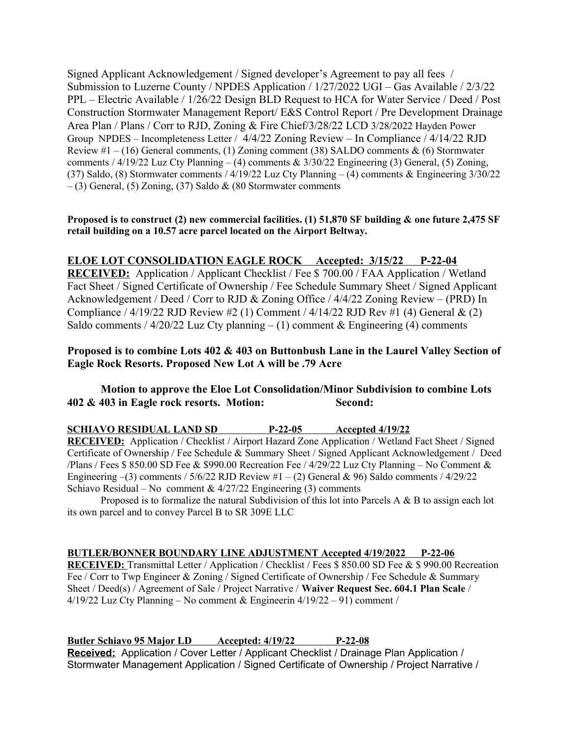Signed Applicant Acknowledgement / Signed developer's Agreement to pay all fees / Submission to Luzerne County / NPDES Application / 1/27/2022 UGI – Gas Available / 2/3/22 PPL – Electric Available / 1/26/22 Design BLD Request to HCA for Water Service / Deed / Post Construction Stormwater Management Report/ E&S Control Report / Pre Development Drainage Area Plan / Plans / Corr to RJD, Zoning & Fire Chief/3/28/22 LCD 3/28/2022 Hayden Power Group NPDES – Incompleteness Letter / 4/4/22 Zoning Review – In Compliance / 4/14/22 RJD Review #1 – (16) General comments, (1) Zoning comment (38) SALDO comments & (6) Stormwater comments / 4/19/22 Luz Cty Planning – (4) comments & 3/30/22 Engineering (3) General, (5) Zoning, (37) Saldo, (8) Stormwater comments / 4/19/22 Luz Cty Planning – (4) comments & Engineering 3/30/22 – (3) General, (5) Zoning, (37) Saldo & (80 Stormwater comments

**Proposed is to construct (2) new commercial facilities. (1) 51,870 SF building & one future 2,475 SF retail building on a 10.57 acre parcel located on the Airport Beltway.**

**<u>ELOE LOT CONSOLIDATION EAGLE ROCK Accepted: 3/15/22 P-22-04</u>**

**<u>RECEIVED:</u>** Application / Applicant Checklist / Fee $ 700.00 / FAA Application / Wetland Fact Sheet / Signed Certificate of Ownership / Fee Schedule Summary Sheet / Signed Applicant Acknowledgement / Deed / Corr to RJD & Zoning Office / 4/4/22 Zoning Review – (PRD) In Compliance / 4/19/22 RJD Review #2 (1) Comment / 4/14/22 RJD Rev #1 (4) General & (2) Saldo comments / 4/20/22 Luz Cty planning – (1) comment & Engineering (4) comments

**Proposed is to combine Lots 402 & 403 on Buttonbush Lane in the Laurel Valley Section of Eagle Rock Resorts. Proposed New Lot A will be .79 Acre**

**Motion to approve the Eloe Lot Consolidation/Minor Subdivision to combine Lots 402 & 403 in Eagle rock resorts. Motion: Second:**

**<u>SCHIAVO RESIDUAL LAND SD P-22-05 Accepted 4/19/22</u>**

**<u>RECEIVED:</u>** Application / Checklist / Airport Hazard Zone Application / Wetland Fact Sheet / Signed Certificate of Ownership / Fee Schedule & Summary Sheet / Signed Applicant Acknowledgement / Deed /Plans / Fees $ 850.00 SD Fee & $990.00 Recreation Fee / 4/29/22 Luz Cty Planning – No Comment & Engineering –(3) comments / 5/6/22 RJD Review #1 – (2) General & 96) Saldo comments / 4/29/22 Schiavo Residual – No comment & 4/27/22 Engineering (3) comments

Proposed is to formalize the natural Subdivision of this lot into Parcels A & B to assign each lot its own parcel and to convey Parcel B to SR 309E LLC

**<u>BUTLER/BONNER BOUNDARY LINE ADJUSTMENT Accepted 4/19/2022 P-22-06</u>**

**<u>RECEIVED:</u>** Transmittal Letter / Application / Checklist / Fees $ 850.00 SD Fee & $ 990.00 Recreation Fee / Corr to Twp Engineer & Zoning / Signed Certificate of Ownership / Fee Schedule & Summary Sheet / Deed(s) / Agreement of Sale / Project Narrative / **Waiver Request Sec. 604.1 Plan Scale** / 4/19/22 Luz Cty Planning – No comment & Engineerin 4/19/22 – 91) comment /

**<u>Butler Schiavo 95 Major LD Accepted: 4/19/22 P-22-08</u>**

**<u>Received:</u>** Application / Cover Letter / Applicant Checklist / Drainage Plan Application / Stormwater Management Application / Signed Certificate of Ownership / Project Narrative /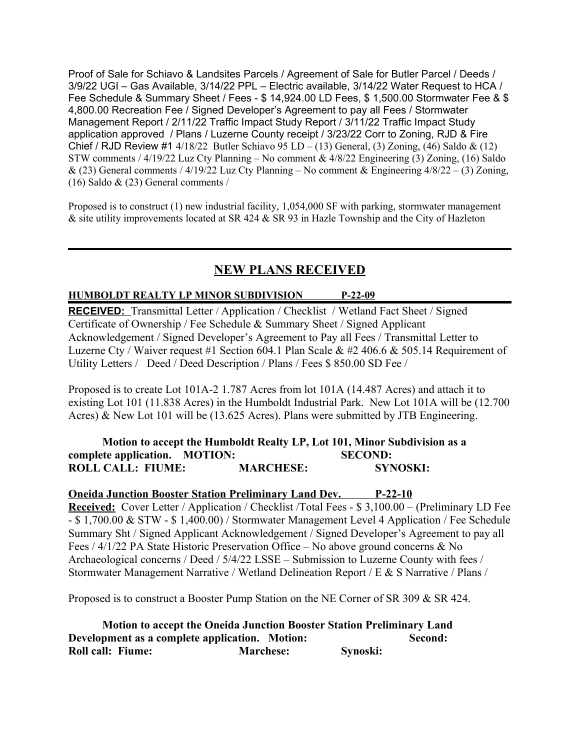Proof of Sale for Schiavo & Landsites Parcels / Agreement of Sale for Butler Parcel / Deeds / 3/9/22 UGI – Gas Available, 3/14/22 PPL – Electric available, 3/14/22 Water Request to HCA / Fee Schedule & Summary Sheet / Fees - $ 14,924.00 LD Fees, $ 1,500.00 Stormwater Fee & $ 4,800.00 Recreation Fee / Signed Developer's Agreement to pay all Fees / Stormwater Management Report / 2/11/22 Traffic Impact Study Report / 3/11/22 Traffic Impact Study application approved / Plans / Luzerne County receipt / 3/23/22 Corr to Zoning, RJD & Fire Chief / RJD Review #1 4/18/22 Butler Schiavo 95 LD – (13) General, (3) Zoning, (46) Saldo & (12) STW comments / 4/19/22 Luz Cty Planning – No comment & 4/8/22 Engineering (3) Zoning, (16) Saldo & (23) General comments / 4/19/22 Luz Cty Planning – No comment & Engineering 4/8/22 – (3) Zoning, (16) Saldo & (23) General comments /

Proposed is to construct (1) new industrial facility, 1,054,000 SF with parking, stormwater management & site utility improvements located at SR 424 & SR 93 in Hazle Township and the City of Hazleton

---

## NEW PLANS RECEIVED

**HUMBOLDT REALTY LP MINOR SUBDIVISION P-22-09**

**RECEIVED:** Transmittal Letter / Application / Checklist / Wetland Fact Sheet / Signed Certificate of Ownership / Fee Schedule & Summary Sheet / Signed Applicant Acknowledgement / Signed Developer's Agreement to Pay all Fees / Transmittal Letter to Luzerne Cty / Waiver request #1 Section 604.1 Plan Scale & #2 406.6 & 505.14 Requirement of Utility Letters / Deed / Deed Description / Plans / Fees $ 850.00 SD Fee /

Proposed is to create Lot 101A-2 1.787 Acres from lot 101A (14.487 Acres) and attach it to existing Lot 101 (11.838 Acres) in the Humboldt Industrial Park. New Lot 101A will be (12.700 Acres) & New Lot 101 will be (13.625 Acres). Plans were submitted by JTB Engineering.

**Motion to accept the Humboldt Realty LP, Lot 101, Minor Subdivision as a complete application. MOTION: SECOND:**
**ROLL CALL: FIUME: MARCHESE: SYNOSKI:**

**Oneida Junction Booster Station Preliminary Land Dev. P-22-10**

**Received:** Cover Letter / Application / Checklist /Total Fees - $ 3,100.00 – (Preliminary LD Fee - $ 1,700.00 & STW - $ 1,400.00) / Stormwater Management Level 4 Application / Fee Schedule Summary Sht / Signed Applicant Acknowledgement / Signed Developer's Agreement to pay all Fees / 4/1/22 PA State Historic Preservation Office – No above ground concerns & No Archaeological concerns / Deed / 5/4/22 LSSE – Submission to Luzerne County with fees / Stormwater Management Narrative / Wetland Delineation Report / E & S Narrative / Plans /

Proposed is to construct a Booster Pump Station on the NE Corner of SR 309 & SR 424.

**Motion to accept the Oneida Junction Booster Station Preliminary Land Development as a complete application. Motion: Second:**
**Roll call: Fiume: Marchese: Synoski:**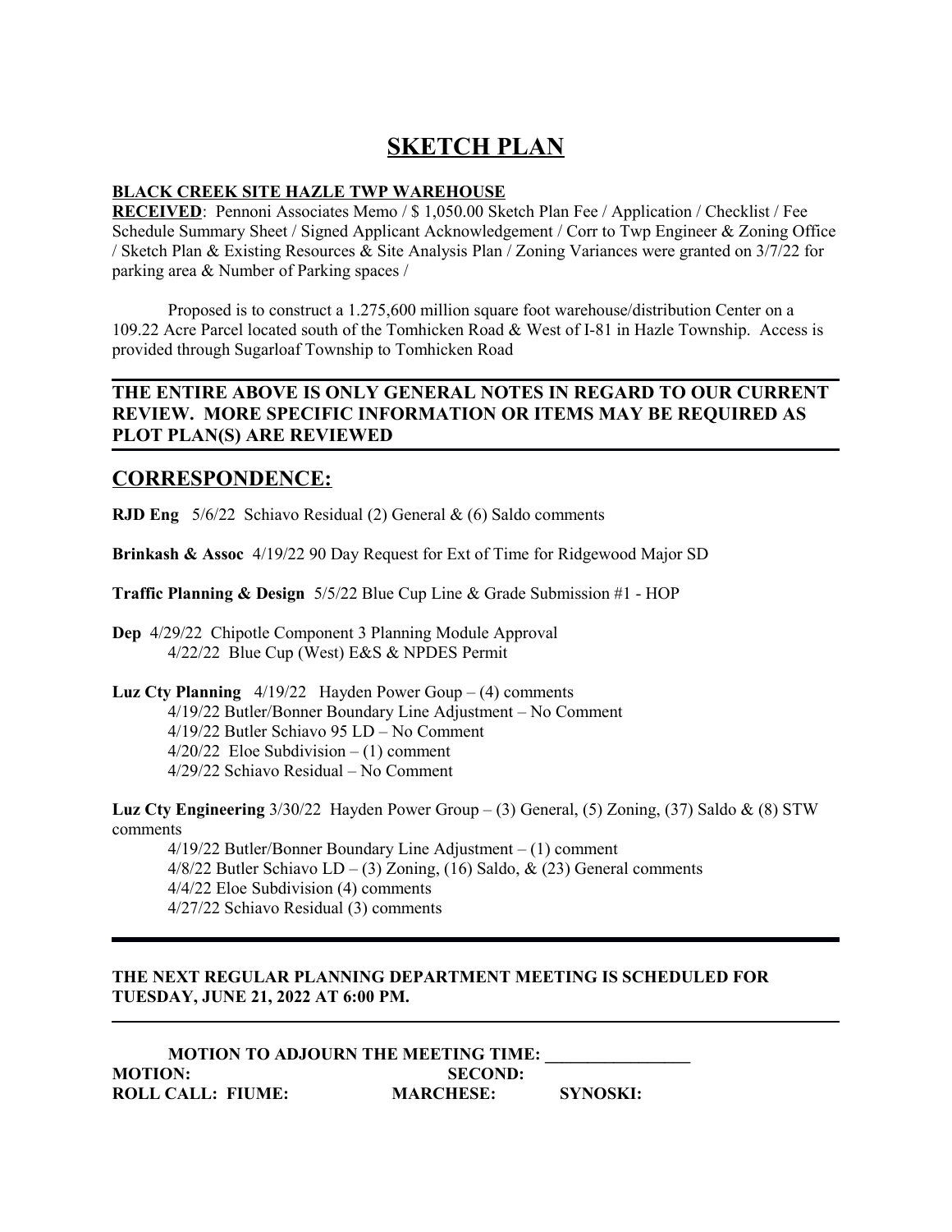# SKETCH PLAN

**BLACK CREEK SITE HAZLE TWP WAREHOUSE**

**RECEIVED**: Pennoni Associates Memo / $ 1,050.00 Sketch Plan Fee / Application / Checklist / Fee Schedule Summary Sheet / Signed Applicant Acknowledgement / Corr to Twp Engineer & Zoning Office / Sketch Plan & Existing Resources & Site Analysis Plan / Zoning Variances were granted on 3/7/22 for parking area & Number of Parking spaces /

Proposed is to construct a 1.275,600 million square foot warehouse/distribution Center on a 109.22 Acre Parcel located south of the Tomhicken Road & West of I-81 in Hazle Township. Access is provided through Sugarloaf Township to Tomhicken Road

**THE ENTIRE ABOVE IS ONLY GENERAL NOTES IN REGARD TO OUR CURRENT REVIEW. MORE SPECIFIC INFORMATION OR ITEMS MAY BE REQUIRED AS PLOT PLAN(S) ARE REVIEWED**

## CORRESPONDENCE:

**RJD Eng** 5/6/22 Schiavo Residual (2) General & (6) Saldo comments

**Brinkash & Assoc** 4/19/22 90 Day Request for Ext of Time for Ridgewood Major SD

**Traffic Planning & Design** 5/5/22 Blue Cup Line & Grade Submission #1 - HOP

**Dep** 4/29/22 Chipotle Component 3 Planning Module Approval
4/22/22 Blue Cup (West) E&S & NPDES Permit

**Luz Cty Planning** 4/19/22 Hayden Power Goup – (4) comments
4/19/22 Butler/Bonner Boundary Line Adjustment – No Comment
4/19/22 Butler Schiavo 95 LD – No Comment
4/20/22 Eloe Subdivision – (1) comment
4/29/22 Schiavo Residual – No Comment

**Luz Cty Engineering** 3/30/22 Hayden Power Group – (3) General, (5) Zoning, (37) Saldo & (8) STW comments
4/19/22 Butler/Bonner Boundary Line Adjustment – (1) comment
4/8/22 Butler Schiavo LD – (3) Zoning, (16) Saldo, & (23) General comments
4/4/22 Eloe Subdivision (4) comments
4/27/22 Schiavo Residual (3) comments

**THE NEXT REGULAR PLANNING DEPARTMENT MEETING IS SCHEDULED FOR TUESDAY, JUNE 21, 2022 AT 6:00 PM.**

**MOTION TO ADJOURN THE MEETING TIME: \_\_\_\_\_\_\_\_\_\_\_\_\_\_\_\_\_**

**MOTION:** **SECOND:**

**ROLL CALL: FIUME:** **MARCHESE:** **SYNOSKI:**